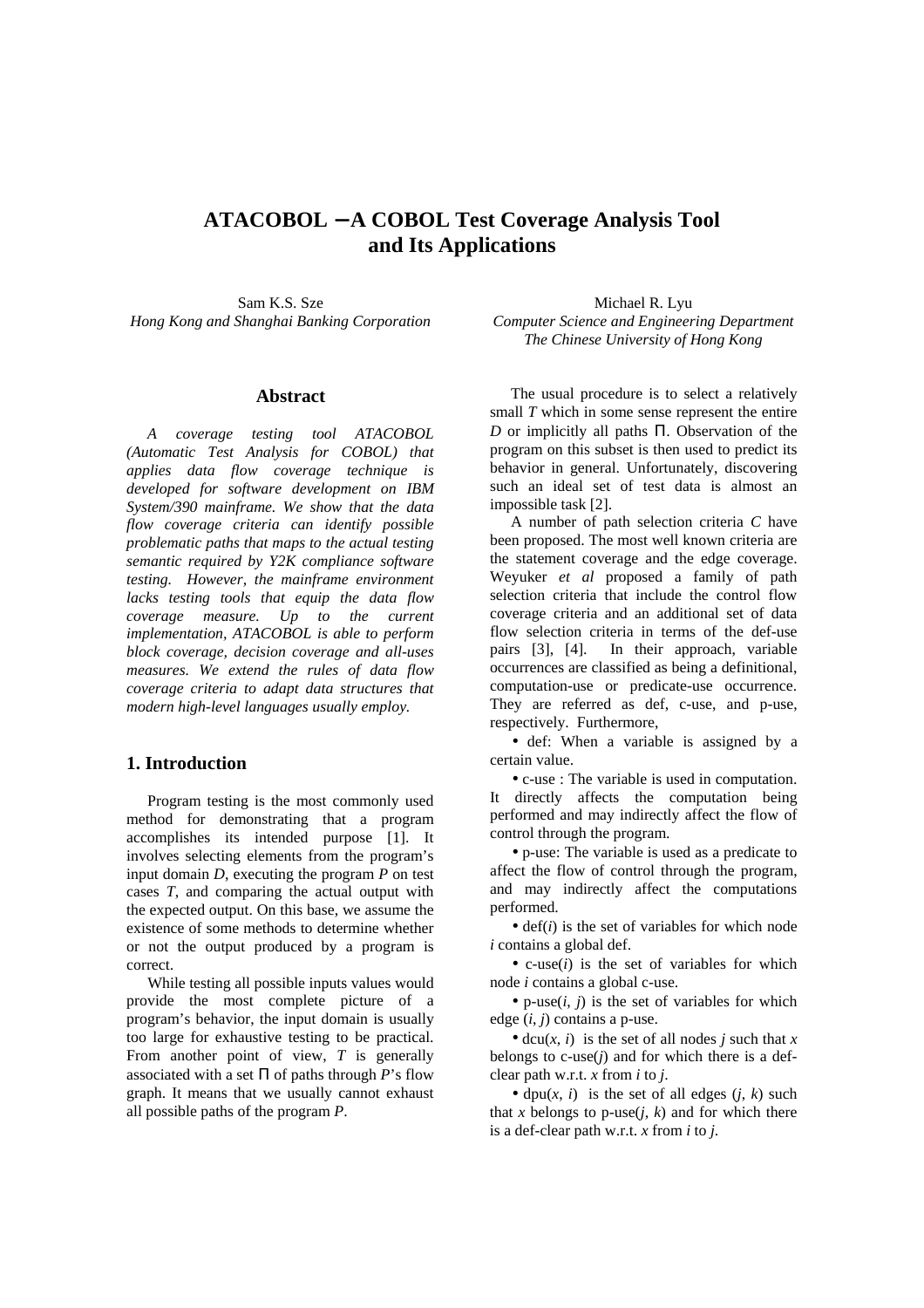# ATACOBOL – A COBOL Test Coverage Analysis Tool and Its Applications

Sam K.S. Sze
*Hong Kong and Shanghai Banking Corporation*

Michael R. Lyu
*Computer Science and Engineering Department*
*The Chinese University of Hong Kong*

## Abstract

*A coverage testing tool ATACOBOL (Automatic Test Analysis for COBOL) that applies data flow coverage technique is developed for software development on IBM System/390 mainframe. We show that the data flow coverage criteria can identify possible problematic paths that maps to the actual testing semantic required by Y2K compliance software testing. However, the mainframe environment lacks testing tools that equip the data flow coverage measure. Up to the current implementation, ATACOBOL is able to perform block coverage, decision coverage and all-uses measures. We extend the rules of data flow coverage criteria to adapt data structures that modern high-level languages usually employ.*

## 1. Introduction

Program testing is the most commonly used method for demonstrating that a program accomplishes its intended purpose [1]. It involves selecting elements from the program's input domain *D*, executing the program *P* on test cases *T*, and comparing the actual output with the expected output. On this base, we assume the existence of some methods to determine whether or not the output produced by a program is correct.

While testing all possible inputs values would provide the most complete picture of a program's behavior, the input domain is usually too large for exhaustive testing to be practical. From another point of view, *T* is generally associated with a set $\Pi$ of paths through *P*'s flow graph. It means that we usually cannot exhaust all possible paths of the program *P*.

The usual procedure is to select a relatively small *T* which in some sense represent the entire *D* or implicitly all paths $\Pi$. Observation of the program on this subset is then used to predict its behavior in general. Unfortunately, discovering such an ideal set of test data is almost an impossible task [2].

A number of path selection criteria *C* have been proposed. The most well known criteria are the statement coverage and the edge coverage. Weyuker *et al* proposed a family of path selection criteria that include the control flow coverage criteria and an additional set of data flow selection criteria in terms of the def-use pairs [3], [4]. In their approach, variable occurrences are classified as being a definitional, computation-use or predicate-use occurrence. They are referred as def, c-use, and p-use, respectively. Furthermore,

- def: When a variable is assigned by a certain value.
- c-use : The variable is used in computation. It directly affects the computation being performed and may indirectly affect the flow of control through the program.
- p-use: The variable is used as a predicate to affect the flow of control through the program, and may indirectly affect the computations performed.
- def($i$) is the set of variables for which node $i$ contains a global def.
- c-use($i$) is the set of variables for which node $i$ contains a global c-use.
- p-use($i$, $j$) is the set of variables for which edge ($i$, $j$) contains a p-use.
- dcu($x$, $i$) is the set of all nodes $j$ such that $x$ belongs to c-use($j$) and for which there is a def-clear path w.r.t. $x$ from $i$ to $j$.
- dpu($x$, $i$) is the set of all edges ($j$, $k$) such that $x$ belongs to p-use($j$, $k$) and for which there is a def-clear path w.r.t. $x$ from $i$ to $j$.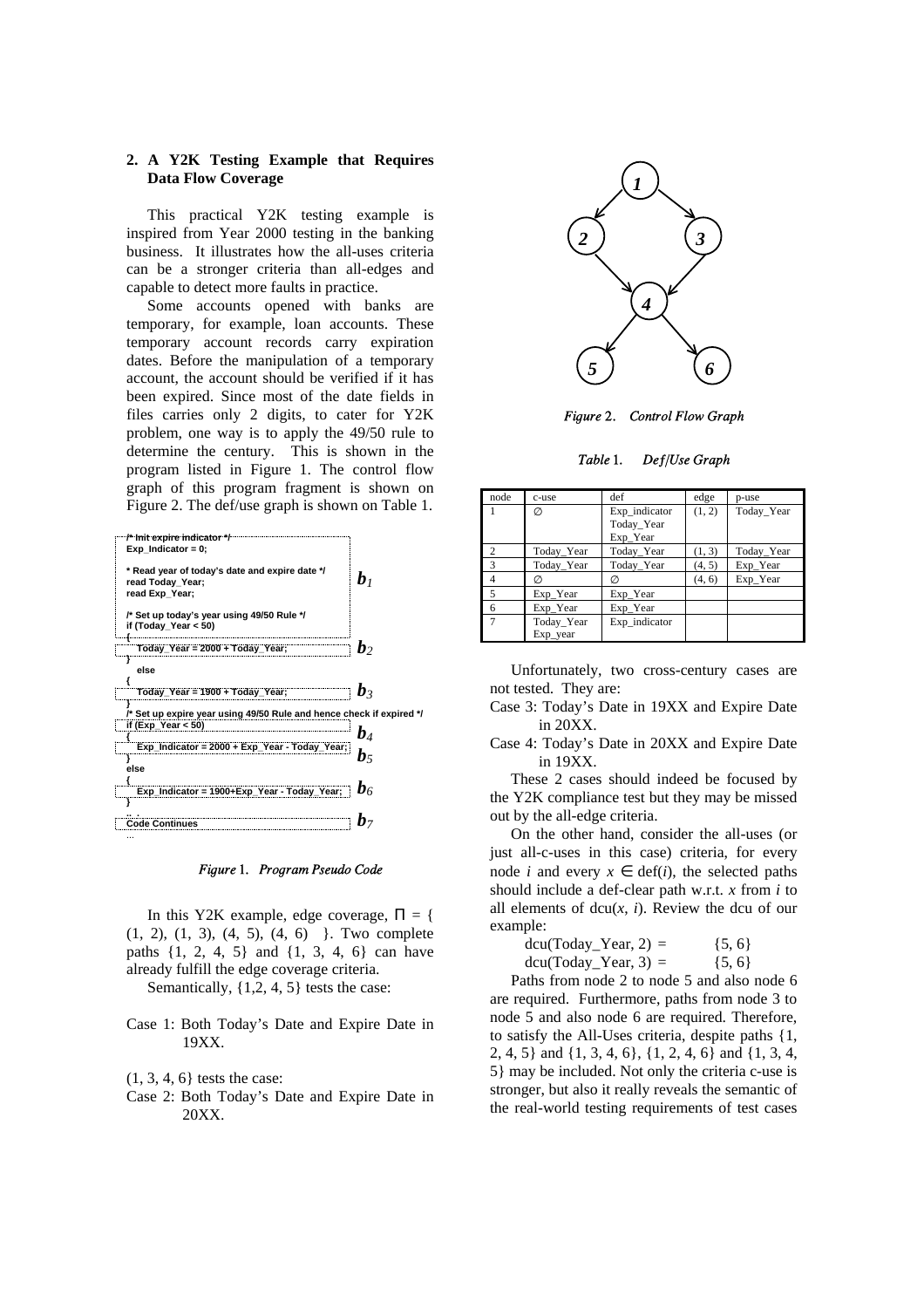## 2. A Y2K Testing Example that Requires Data Flow Coverage

This practical Y2K testing example is inspired from Year 2000 testing in the banking business. It illustrates how the all-uses criteria can be a stronger criteria than all-edges and capable to detect more faults in practice.

Some accounts opened with banks are temporary, for example, loan accounts. These temporary account records carry expiration dates. Before the manipulation of a temporary account, the account should be verified if it has been expired. Since most of the date fields in files carries only 2 digits, to cater for Y2K problem, one way is to apply the 49/50 rule to determine the century. This is shown in the program listed in Figure 1. The control flow graph of this program fragment is shown on Figure 2. The def/use graph is shown on Table 1.

```
/* Init expire indicator */
Exp_Indicator = 0;

* Read year of today's date and expire date */
read Today_Year;                                                   b1
read Exp_Year;

/* Set up today's year using 49/50 Rule */
if (Today_Year < 50)
{
  Today_Year = 2000 + Today_Year;                                  b2
}
  else
{
  Today_Year = 1900 + Today_Year;                                  b3
}
/* Set up expire year using 49/50 Rule and hence check if expired */
if (Exp_Year < 50)                                                 b4
{
  Exp_Indicator = 2000 + Exp_Year - Today_Year;                    b5
}
else
{
  Exp_Indicator = 1900+Exp_Year - Today_Year;                      b6
}
...
Code Continues                                                     b7
...
```

*Figure 1. Program Pseudo Code*

*Figure 2. Control Flow Graph*

*Table 1. Def/Use Graph*

| node | c-use | def | edge | p-use |
|---|---|---|---|---|
| 1 | ∅ | Exp_indicator Today_Year Exp_Year | (1, 2) | Today_Year |
| 2 | Today_Year | Today_Year | (1, 3) | Today_Year |
| 3 | Today_Year | Today_Year | (4, 5) | Exp_Year |
| 4 | ∅ | ∅ | (4, 6) | Exp_Year |
| 5 | Exp_Year | Exp_Year | | |
| 6 | Exp_Year | Exp_Year | | |
| 7 | Today_Year Exp_year | Exp_indicator | | |

In this Y2K example, edge coverage, $\Pi$ = { (1, 2), (1, 3), (4, 5), (4, 6) }. Two complete paths {1, 2, 4, 5} and {1, 3, 4, 6} can have already fulfill the edge coverage criteria.

Semantically, {1,2, 4, 5} tests the case:

Case 1: Both Today's Date and Expire Date in 19XX.

(1, 3, 4, 6} tests the case:

Case 2: Both Today's Date and Expire Date in 20XX.

Unfortunately, two cross-century cases are not tested. They are:

Case 3: Today's Date in 19XX and Expire Date in 20XX.

Case 4: Today's Date in 20XX and Expire Date in 19XX.

These 2 cases should indeed be focused by the Y2K compliance test but they may be missed out by the all-edge criteria.

On the other hand, consider the all-uses (or just all-c-uses in this case) criteria, for every node $i$ and every $x \in \text{def}(i)$, the selected paths should include a def-clear path w.r.t. $x$ from $i$ to all elements of dcu($x$, $i$). Review the dcu of our example:

dcu(Today_Year, 2) = {5, 6}
dcu(Today_Year, 3) = {5, 6}

Paths from node 2 to node 5 and also node 6 are required. Furthermore, paths from node 3 to node 5 and also node 6 are required. Therefore, to satisfy the All-Uses criteria, despite paths {1, 2, 4, 5} and {1, 3, 4, 6}, {1, 2, 4, 6} and {1, 3, 4, 5} may be included. Not only the criteria c-use is stronger, but also it really reveals the semantic of the real-world testing requirements of test cases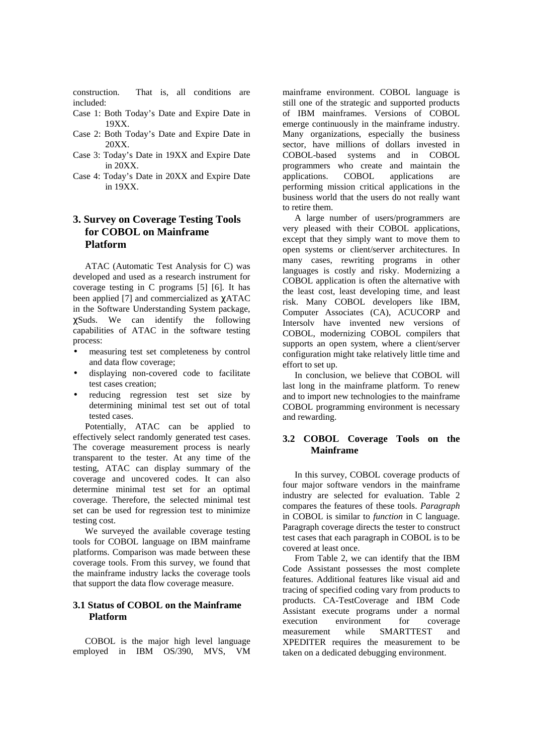construction. That is, all conditions are included:

Case 1: Both Today's Date and Expire Date in 19XX.

Case 2: Both Today's Date and Expire Date in 20XX.

Case 3: Today's Date in 19XX and Expire Date in 20XX.

Case 4: Today's Date in 20XX and Expire Date in 19XX.

## 3. Survey on Coverage Testing Tools for COBOL on Mainframe Platform

ATAC (Automatic Test Analysis for C) was developed and used as a research instrument for coverage testing in C programs [5] [6]. It has been applied [7] and commercialized as χATAC in the Software Understanding System package, χSuds. We can identify the following capabilities of ATAC in the software testing process:

- measuring test set completeness by control and data flow coverage;
- displaying non-covered code to facilitate test cases creation;
- reducing regression test set size by determining minimal test set out of total tested cases.

Potentially, ATAC can be applied to effectively select randomly generated test cases. The coverage measurement process is nearly transparent to the tester. At any time of the testing, ATAC can display summary of the coverage and uncovered codes. It can also determine minimal test set for an optimal coverage. Therefore, the selected minimal test set can be used for regression test to minimize testing cost.

We surveyed the available coverage testing tools for COBOL language on IBM mainframe platforms. Comparison was made between these coverage tools. From this survey, we found that the mainframe industry lacks the coverage tools that support the data flow coverage measure.

### 3.1 Status of COBOL on the Mainframe Platform

COBOL is the major high level language employed in IBM OS/390, MVS, VM mainframe environment. COBOL language is still one of the strategic and supported products of IBM mainframes. Versions of COBOL emerge continuously in the mainframe industry. Many organizations, especially the business sector, have millions of dollars invested in COBOL-based systems and in COBOL programmers who create and maintain the applications. COBOL applications are performing mission critical applications in the business world that the users do not really want to retire them.

A large number of users/programmers are very pleased with their COBOL applications, except that they simply want to move them to open systems or client/server architectures. In many cases, rewriting programs in other languages is costly and risky. Modernizing a COBOL application is often the alternative with the least cost, least developing time, and least risk. Many COBOL developers like IBM, Computer Associates (CA), ACUCORP and Intersolv have invented new versions of COBOL, modernizing COBOL compilers that supports an open system, where a client/server configuration might take relatively little time and effort to set up.

In conclusion, we believe that COBOL will last long in the mainframe platform. To renew and to import new technologies to the mainframe COBOL programming environment is necessary and rewarding.

### 3.2 COBOL Coverage Tools on the Mainframe

In this survey, COBOL coverage products of four major software vendors in the mainframe industry are selected for evaluation. Table 2 compares the features of these tools. *Paragraph* in COBOL is similar to *function* in C language. Paragraph coverage directs the tester to construct test cases that each paragraph in COBOL is to be covered at least once.

From Table 2, we can identify that the IBM Code Assistant possesses the most complete features. Additional features like visual aid and tracing of specified coding vary from products to products. CA-TestCoverage and IBM Code Assistant execute programs under a normal execution environment for coverage measurement while SMARTTEST and XPEDITER requires the measurement to be taken on a dedicated debugging environment.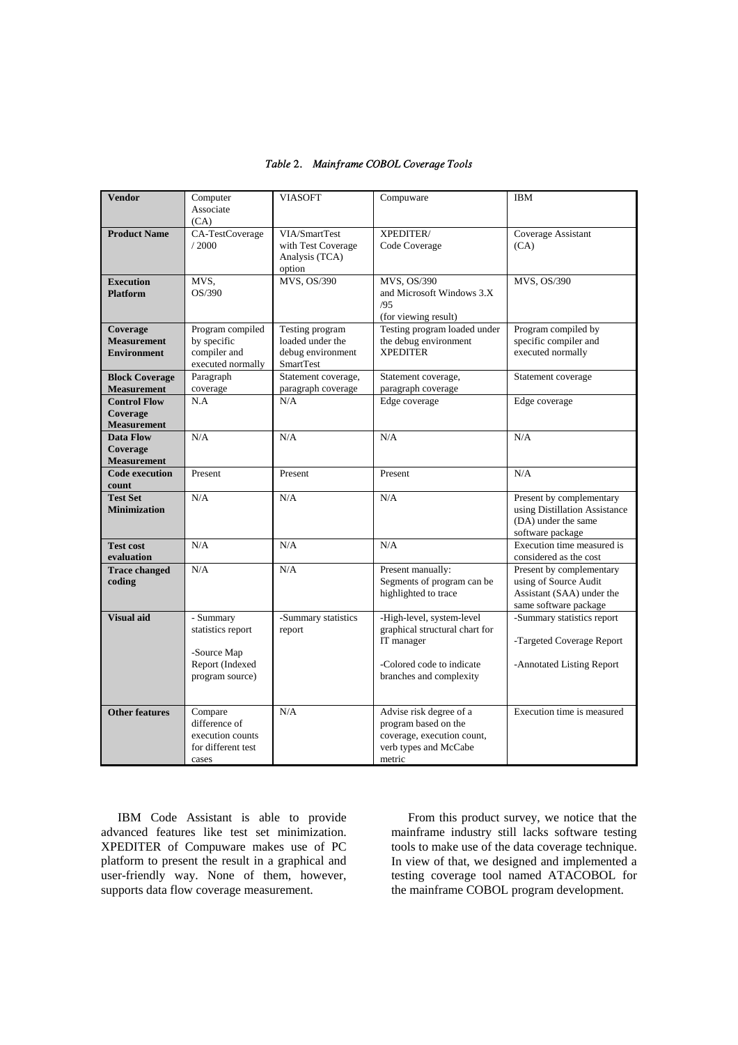*Table 2. Mainframe COBOL Coverage Tools*

| **Vendor** | Computer Associate (CA) | VIASOFT | Compuware | IBM |
|---|---|---|---|---|
| **Product Name** | CA-TestCoverage / 2000 | VIA/SmartTest with Test Coverage Analysis (TCA) option | XPEDITER/ Code Coverage | Coverage Assistant (CA) |
| **Execution Platform** | MVS, OS/390 | MVS, OS/390 | MVS, OS/390 and Microsoft Windows 3.X /95 (for viewing result) | MVS, OS/390 |
| **Coverage Measurement Environment** | Program compiled by specific compiler and executed normally | Testing program loaded under the debug environment SmartTest | Testing program loaded under the debug environment XPEDITER | Program compiled by specific compiler and executed normally |
| **Block Coverage Measurement** | Paragraph coverage | Statement coverage, paragraph coverage | Statement coverage, paragraph coverage | Statement coverage |
| **Control Flow Coverage Measurement** | N.A | N/A | Edge coverage | Edge coverage |
| **Data Flow Coverage Measurement** | N/A | N/A | N/A | N/A |
| **Code execution count** | Present | Present | Present | N/A |
| **Test Set Minimization** | N/A | N/A | N/A | Present by complementary using Distillation Assistance (DA) under the same software package |
| **Test cost evaluation** | N/A | N/A | N/A | Execution time measured is considered as the cost |
| **Trace changed coding** | N/A | N/A | Present manually: Segments of program can be highlighted to trace | Present by complementary using of Source Audit Assistant (SAA) under the same software package |
| **Visual aid** | - Summary statistics report<br><br>-Source Map Report (Indexed program source) | -Summary statistics report | -High-level, system-level graphical structural chart for IT manager<br><br>-Colored code to indicate branches and complexity | -Summary statistics report<br><br>-Targeted Coverage Report<br><br>-Annotated Listing Report |
| **Other features** | Compare difference of execution counts for different test cases | N/A | Advise risk degree of a program based on the coverage, execution count, verb types and McCabe metric | Execution time is measured |

IBM Code Assistant is able to provide advanced features like test set minimization. XPEDITER of Compuware makes use of PC platform to present the result in a graphical and user-friendly way. None of them, however, supports data flow coverage measurement.

From this product survey, we notice that the mainframe industry still lacks software testing tools to make use of the data coverage technique. In view of that, we designed and implemented a testing coverage tool named ATACOBOL for the mainframe COBOL program development.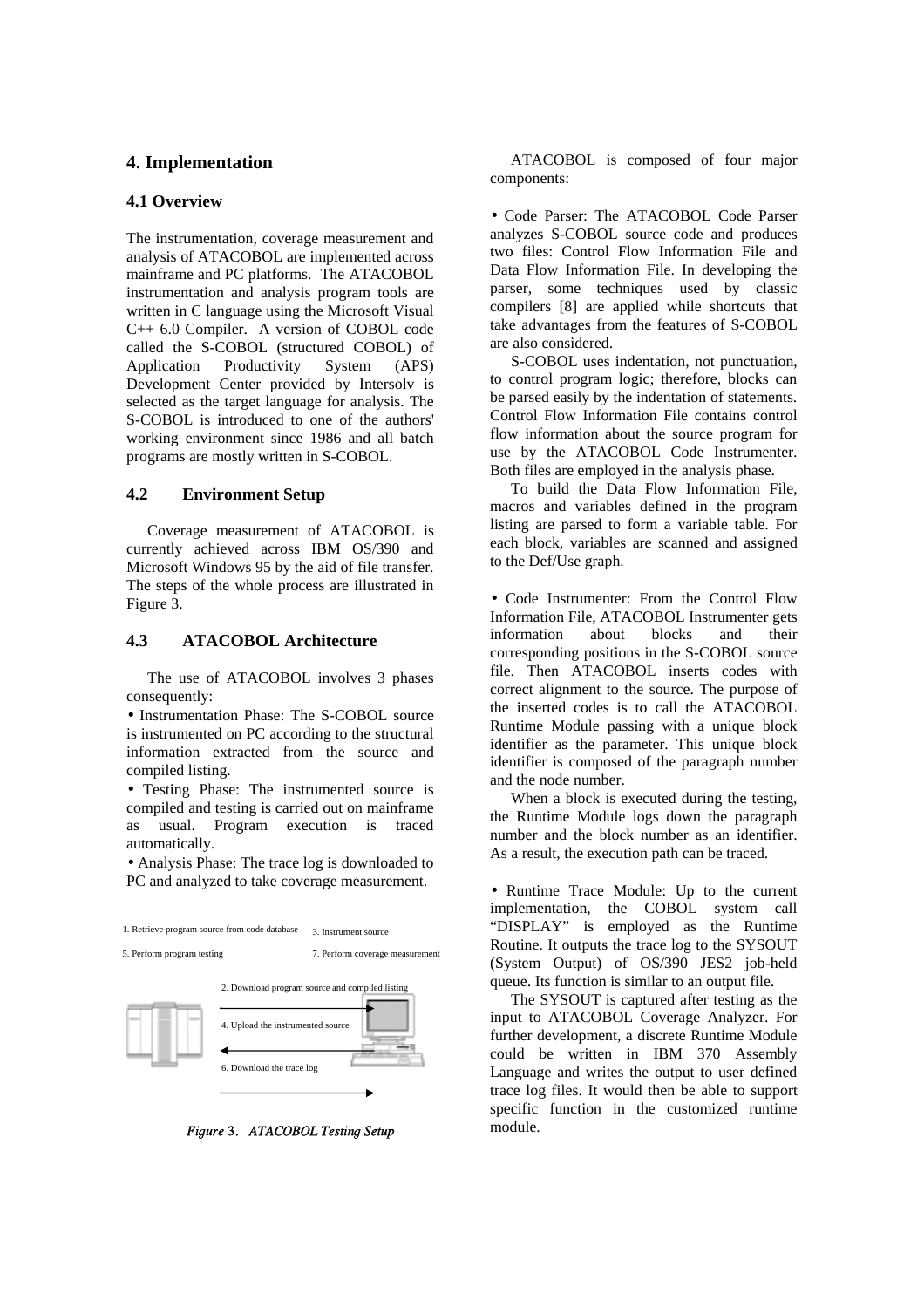## 4. Implementation

### 4.1 Overview

The instrumentation, coverage measurement and analysis of ATACOBOL are implemented across mainframe and PC platforms. The ATACOBOL instrumentation and analysis program tools are written in C language using the Microsoft Visual C++ 6.0 Compiler. A version of COBOL code called the S-COBOL (structured COBOL) of Application Productivity System (APS) Development Center provided by Intersolv is selected as the target language for analysis. The S-COBOL is introduced to one of the authors' working environment since 1986 and all batch programs are mostly written in S-COBOL.

### 4.2 Environment Setup

Coverage measurement of ATACOBOL is currently achieved across IBM OS/390 and Microsoft Windows 95 by the aid of file transfer. The steps of the whole process are illustrated in Figure 3.

### 4.3 ATACOBOL Architecture

The use of ATACOBOL involves 3 phases consequently:

- Instrumentation Phase: The S-COBOL source is instrumented on PC according to the structural information extracted from the source and compiled listing.
- Testing Phase: The instrumented source is compiled and testing is carried out on mainframe as usual. Program execution is traced automatically.
- Analysis Phase: The trace log is downloaded to PC and analyzed to take coverage measurement.

1. Retrieve program source from code database
3. Instrument source
5. Perform program testing
7. Perform coverage measurement
2. Download program source and compiled listing
4. Upload the instrumented source
6. Download the trace log

*Figure 3. ATACOBOL Testing Setup*

ATACOBOL is composed of four major components:

- Code Parser: The ATACOBOL Code Parser analyzes S-COBOL source code and produces two files: Control Flow Information File and Data Flow Information File. In developing the parser, some techniques used by classic compilers [8] are applied while shortcuts that take advantages from the features of S-COBOL are also considered.

  S-COBOL uses indentation, not punctuation, to control program logic; therefore, blocks can be parsed easily by the indentation of statements. Control Flow Information File contains control flow information about the source program for use by the ATACOBOL Code Instrumenter. Both files are employed in the analysis phase.

  To build the Data Flow Information File, macros and variables defined in the program listing are parsed to form a variable table. For each block, variables are scanned and assigned to the Def/Use graph.

- Code Instrumenter: From the Control Flow Information File, ATACOBOL Instrumenter gets information about blocks and their corresponding positions in the S-COBOL source file. Then ATACOBOL inserts codes with correct alignment to the source. The purpose of the inserted codes is to call the ATACOBOL Runtime Module passing with a unique block identifier as the parameter. This unique block identifier is composed of the paragraph number and the node number.

  When a block is executed during the testing, the Runtime Module logs down the paragraph number and the block number as an identifier. As a result, the execution path can be traced.

- Runtime Trace Module: Up to the current implementation, the COBOL system call "DISPLAY" is employed as the Runtime Routine. It outputs the trace log to the SYSOUT (System Output) of OS/390 JES2 job-held queue. Its function is similar to an output file.

  The SYSOUT is captured after testing as the input to ATACOBOL Coverage Analyzer. For further development, a discrete Runtime Module could be written in IBM 370 Assembly Language and writes the output to user defined trace log files. It would then be able to support specific function in the customized runtime module.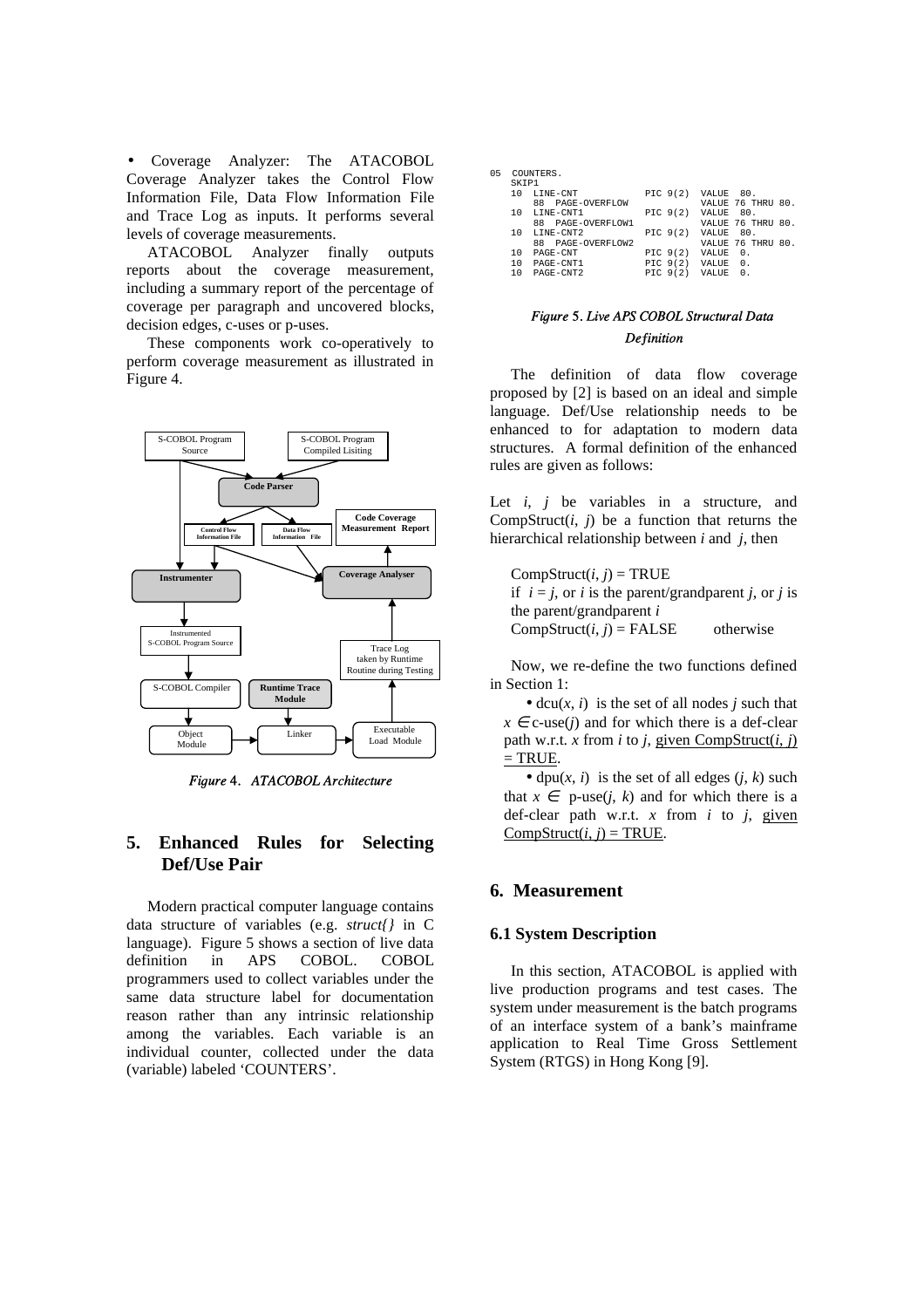- Coverage Analyzer: The ATACOBOL Coverage Analyzer takes the Control Flow Information File, Data Flow Information File and Trace Log as inputs. It performs several levels of coverage measurements.

ATACOBOL Analyzer finally outputs reports about the coverage measurement, including a summary report of the percentage of coverage per paragraph and uncovered blocks, decision edges, c-uses or p-uses.

These components work co-operatively to perform coverage measurement as illustrated in Figure 4.

*Figure 4. ATACOBOL Architecture*

## 5. Enhanced Rules for Selecting Def/Use Pair

Modern practical computer language contains data structure of variables (e.g. *struct{}* in C language). Figure 5 shows a section of live data definition in APS COBOL. COBOL programmers used to collect variables under the same data structure label for documentation reason rather than any intrinsic relationship among the variables. Each variable is an individual counter, collected under the data (variable) labeled 'COUNTERS'.

```
05  COUNTERS.
    SKIP1
    10  LINE-CNT            PIC 9(2)  VALUE  80.
        88  PAGE-OVERFLOW             VALUE 76 THRU 80.
    10  LINE-CNT1           PIC 9(2)  VALUE  80.
        88  PAGE-OVERFLOW1            VALUE 76 THRU 80.
    10  LINE-CNT2           PIC 9(2)  VALUE  80.
        88  PAGE-OVERFLOW2            VALUE 76 THRU 80.
    10  PAGE-CNT            PIC 9(2)  VALUE  0.
    10  PAGE-CNT1           PIC 9(2)  VALUE  0.
    10  PAGE-CNT2           PIC 9(2)  VALUE  0.
```

*Figure 5. Live APS COBOL Structural Data Definition*

The definition of data flow coverage proposed by [2] is based on an ideal and simple language. Def/Use relationship needs to be enhanced to for adaptation to modern data structures. A formal definition of the enhanced rules are given as follows:

Let $i$, $j$ be variables in a structure, and CompStruct($i$, $j$) be a function that returns the hierarchical relationship between $i$ and $j$, then

CompStruct($i$, $j$) = TRUE
if $i = j$, or $i$ is the parent/grandparent $j$, or $j$ is the parent/grandparent $i$
CompStruct($i$, $j$) = FALSE otherwise

Now, we re-define the two functions defined in Section 1:

- dcu($x$, $i$) is the set of all nodes $j$ such that $x \in$ c-use($j$) and for which there is a def-clear path w.r.t. $x$ from $i$ to $j$, <u>given CompStruct($i$, $j$) = TRUE</u>.
- dpu($x$, $i$) is the set of all edges ($j$, $k$) such that $x \in$ p-use($j$, $k$) and for which there is a def-clear path w.r.t. $x$ from $i$ to $j$, <u>given CompStruct($i$, $j$) = TRUE</u>.

## 6. Measurement

### 6.1 System Description

In this section, ATACOBOL is applied with live production programs and test cases. The system under measurement is the batch programs of an interface system of a bank's mainframe application to Real Time Gross Settlement System (RTGS) in Hong Kong [9].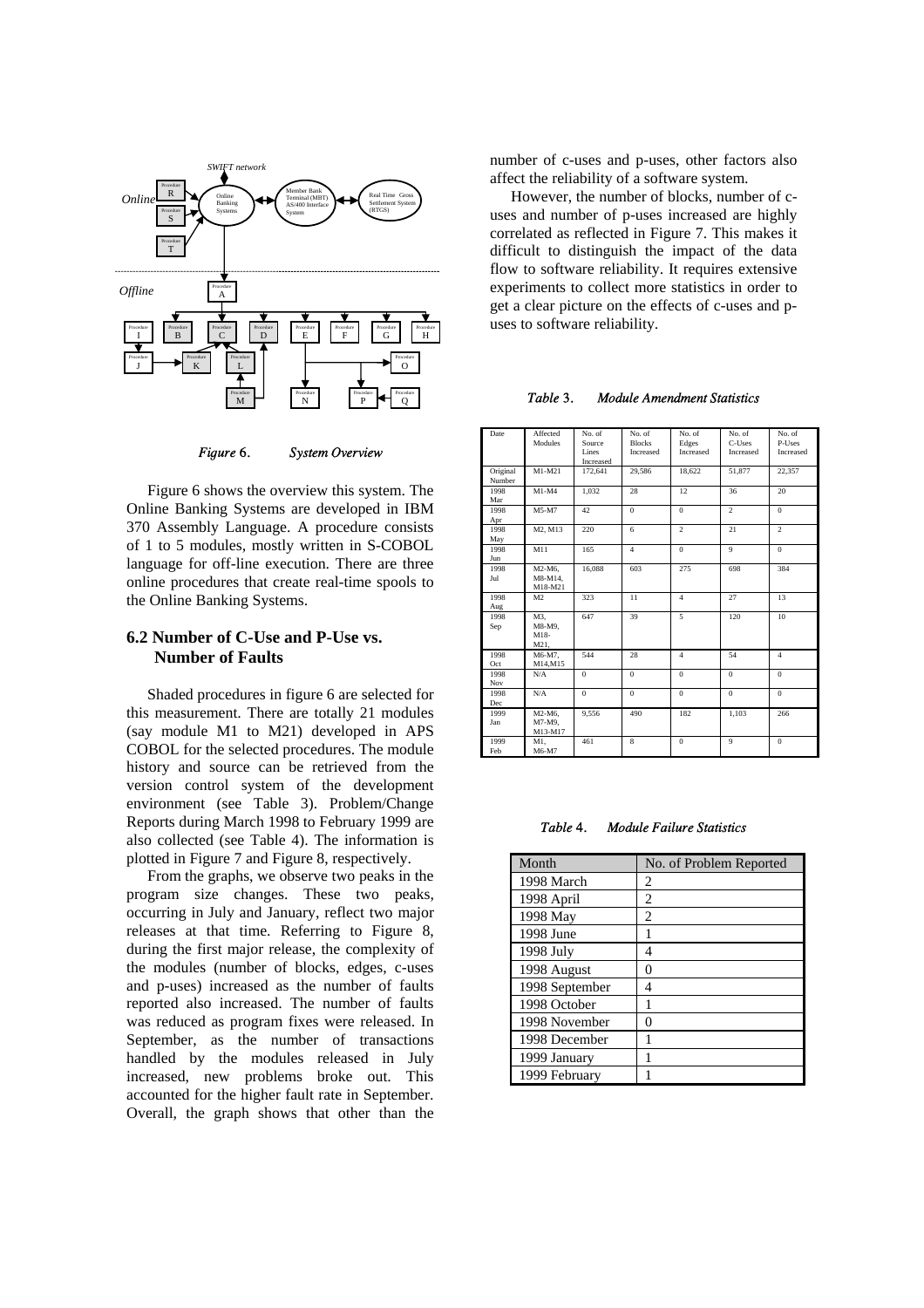*Figure 6. System Overview*

Figure 6 shows the overview this system. The Online Banking Systems are developed in IBM 370 Assembly Language. A procedure consists of 1 to 5 modules, mostly written in S-COBOL language for off-line execution. There are three online procedures that create real-time spools to the Online Banking Systems.

## 6.2 Number of C-Use and P-Use vs. Number of Faults

Shaded procedures in figure 6 are selected for this measurement. There are totally 21 modules (say module M1 to M21) developed in APS COBOL for the selected procedures. The module history and source can be retrieved from the version control system of the development environment (see Table 3). Problem/Change Reports during March 1998 to February 1999 are also collected (see Table 4). The information is plotted in Figure 7 and Figure 8, respectively.

From the graphs, we observe two peaks in the program size changes. These two peaks, occurring in July and January, reflect two major releases at that time. Referring to Figure 8, during the first major release, the complexity of the modules (number of blocks, edges, c-uses and p-uses) increased as the number of faults reported also increased. The number of faults was reduced as program fixes were released. In September, as the number of transactions handled by the modules released in July increased, new problems broke out. This accounted for the higher fault rate in September. Overall, the graph shows that other than the number of c-uses and p-uses, other factors also affect the reliability of a software system.

However, the number of blocks, number of c-uses and number of p-uses increased are highly correlated as reflected in Figure 7. This makes it difficult to distinguish the impact of the data flow to software reliability. It requires extensive experiments to collect more statistics in order to get a clear picture on the effects of c-uses and p-uses to software reliability.

*Table 3. Module Amendment Statistics*

| Date | Affected Modules | No. of Source Lines Increased | No. of Blocks Increased | No. of Edges Increased | No. of C-Uses Increased | No. of P-Uses Increased |
|---|---|---|---|---|---|---|
| Original Number | M1-M21 | 172,641 | 29,586 | 18,622 | 51,877 | 22,357 |
| 1998 Mar | M1-M4 | 1,032 | 28 | 12 | 36 | 20 |
| 1998 Apr | M5-M7 | 42 | 0 | 0 | 2 | 0 |
| 1998 May | M2, M13 | 220 | 6 | 2 | 21 | 2 |
| 1998 Jun | M11 | 165 | 4 | 0 | 9 | 0 |
| 1998 Jul | M2-M6, M8-M14, M18-M21 | 16,088 | 603 | 275 | 698 | 384 |
| 1998 Aug | M2 | 323 | 11 | 4 | 27 | 13 |
| 1998 Sep | M3, M8-M9, M18-M21, | 647 | 39 | 5 | 120 | 10 |
| 1998 Oct | M6-M7, M14,M15 | 544 | 28 | 4 | 54 | 4 |
| 1998 Nov | N/A | 0 | 0 | 0 | 0 | 0 |
| 1998 Dec | N/A | 0 | 0 | 0 | 0 | 0 |
| 1999 Jan | M2-M6, M7-M9, M13-M17 | 9,556 | 490 | 182 | 1,103 | 266 |
| 1999 Feb | M1, M6-M7 | 461 | 8 | 0 | 9 | 0 |

*Table 4. Module Failure Statistics*

| Month | No. of Problem Reported |
|---|---|
| 1998 March | 2 |
| 1998 April | 2 |
| 1998 May | 2 |
| 1998 June | 1 |
| 1998 July | 4 |
| 1998 August | 0 |
| 1998 September | 4 |
| 1998 October | 1 |
| 1998 November | 0 |
| 1998 December | 1 |
| 1999 January | 1 |
| 1999 February | 1 |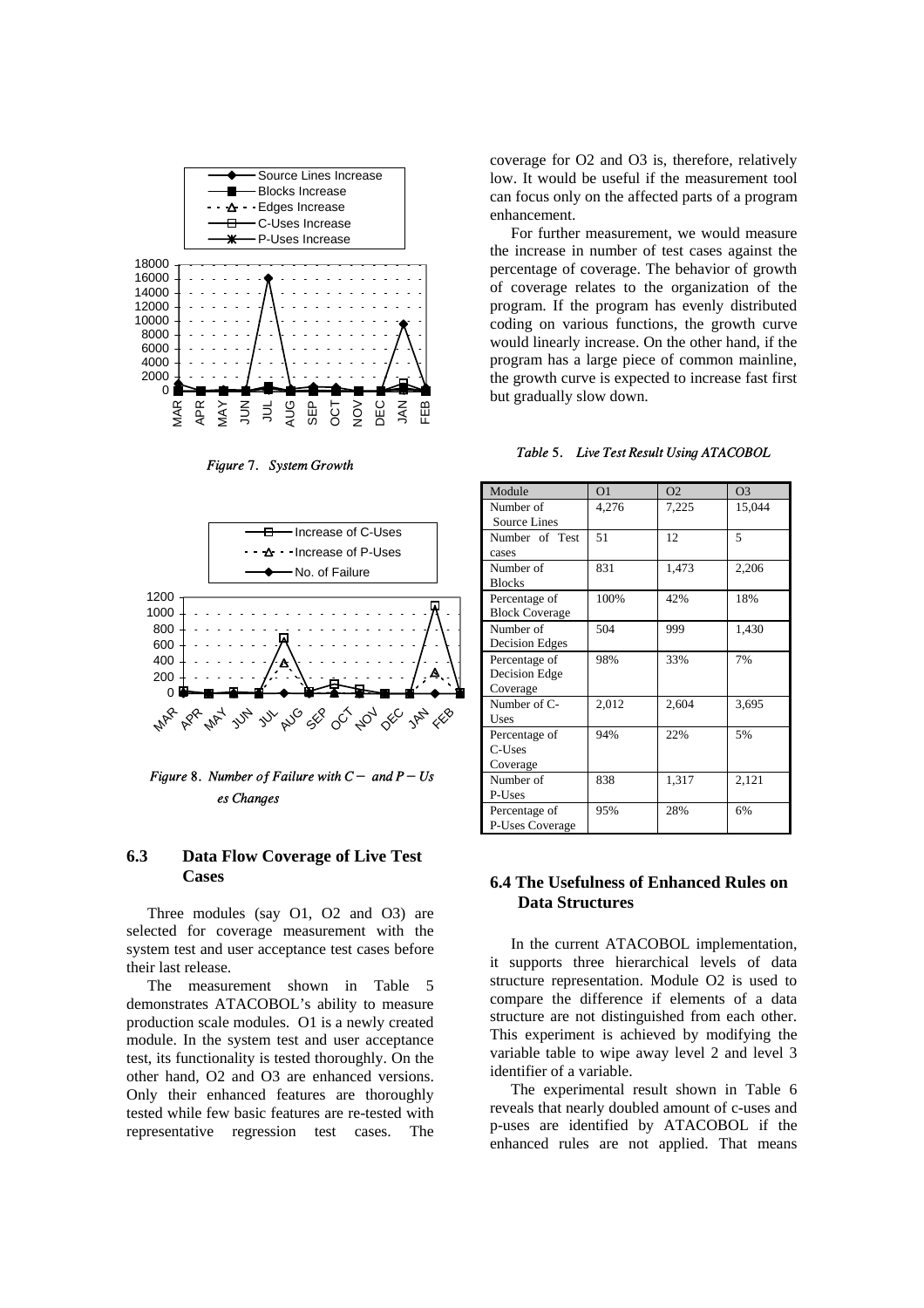*Figure 7. System Growth*

*Figure 8. Number of Failure with C− and P−Uses Changes*

### 6.3 Data Flow Coverage of Live Test Cases

Three modules (say O1, O2 and O3) are selected for coverage measurement with the system test and user acceptance test cases before their last release.

The measurement shown in Table 5 demonstrates ATACOBOL's ability to measure production scale modules. O1 is a newly created module. In the system test and user acceptance test, its functionality is tested thoroughly. On the other hand, O2 and O3 are enhanced versions. Only their enhanced features are thoroughly tested while few basic features are re-tested with representative regression test cases. The coverage for O2 and O3 is, therefore, relatively low. It would be useful if the measurement tool can focus only on the affected parts of a program enhancement.

For further measurement, we would measure the increase in number of test cases against the percentage of coverage. The behavior of growth of coverage relates to the organization of the program. If the program has evenly distributed coding on various functions, the growth curve would linearly increase. On the other hand, if the program has a large piece of common mainline, the growth curve is expected to increase fast first but gradually slow down.

*Table 5. Live Test Result Using ATACOBOL*

| Module | O1 | O2 | O3 |
|---|---|---|---|
| Number of Source Lines | 4,276 | 7,225 | 15,044 |
| Number of Test cases | 51 | 12 | 5 |
| Number of Blocks | 831 | 1,473 | 2,206 |
| Percentage of Block Coverage | 100% | 42% | 18% |
| Number of Decision Edges | 504 | 999 | 1,430 |
| Percentage of Decision Edge Coverage | 98% | 33% | 7% |
| Number of C-Uses | 2,012 | 2,604 | 3,695 |
| Percentage of C-Uses Coverage | 94% | 22% | 5% |
| Number of P-Uses | 838 | 1,317 | 2,121 |
| Percentage of P-Uses Coverage | 95% | 28% | 6% |

### 6.4 The Usefulness of Enhanced Rules on Data Structures

In the current ATACOBOL implementation, it supports three hierarchical levels of data structure representation. Module O2 is used to compare the difference if elements of a data structure are not distinguished from each other. This experiment is achieved by modifying the variable table to wipe away level 2 and level 3 identifier of a variable.

The experimental result shown in Table 6 reveals that nearly doubled amount of c-uses and p-uses are identified by ATACOBOL if the enhanced rules are not applied. That means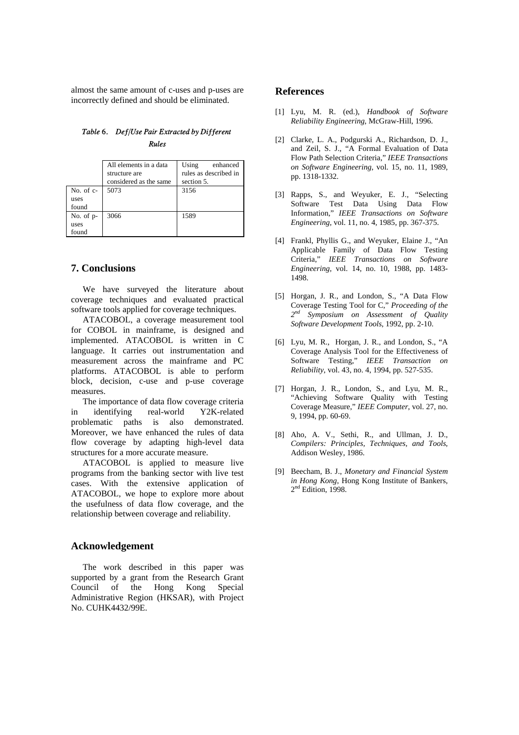almost the same amount of c-uses and p-uses are incorrectly defined and should be eliminated.

*Table 6. Def/Use Pair Extracted by Different Rules*

| | All elements in a data structure are considered as the same | Using enhanced rules as described in section 5. |
|---|---|---|
| No. of c-uses found | 5073 | 3156 |
| No. of p-uses found | 3066 | 1589 |

## 7. Conclusions

We have surveyed the literature about coverage techniques and evaluated practical software tools applied for coverage techniques.

ATACOBOL, a coverage measurement tool for COBOL in mainframe, is designed and implemented. ATACOBOL is written in C language. It carries out instrumentation and measurement across the mainframe and PC platforms. ATACOBOL is able to perform block, decision, c-use and p-use coverage measures.

The importance of data flow coverage criteria in identifying real-world Y2K-related problematic paths is also demonstrated. Moreover, we have enhanced the rules of data flow coverage by adapting high-level data structures for a more accurate measure.

ATACOBOL is applied to measure live programs from the banking sector with live test cases. With the extensive application of ATACOBOL, we hope to explore more about the usefulness of data flow coverage, and the relationship between coverage and reliability.

## Acknowledgement

The work described in this paper was supported by a grant from the Research Grant Council of the Hong Kong Special Administrative Region (HKSAR), with Project No. CUHK4432/99E.

## References

[1] Lyu, M. R. (ed.), *Handbook of Software Reliability Engineering*, McGraw-Hill, 1996.

[2] Clarke, L. A., Podgurski A., Richardson, D. J., and Zeil, S. J., "A Formal Evaluation of Data Flow Path Selection Criteria," *IEEE Transactions on Software Engineering*, vol. 15, no. 11, 1989, pp. 1318-1332.

[3] Rapps, S., and Weyuker, E. J., "Selecting Software Test Data Using Data Flow Information," *IEEE Transactions on Software Engineering*, vol. 11, no. 4, 1985, pp. 367-375.

[4] Frankl, Phyllis G., and Weyuker, Elaine J., "An Applicable Family of Data Flow Testing Criteria," *IEEE Transactions on Software Engineering*, vol. 14, no. 10, 1988, pp. 1483-1498.

[5] Horgan, J. R., and London, S., "A Data Flow Coverage Testing Tool for C," *Proceeding of the 2nd Symposium on Assessment of Quality Software Development Tools*, 1992, pp. 2-10.

[6] Lyu, M. R., Horgan, J. R., and London, S., "A Coverage Analysis Tool for the Effectiveness of Software Testing," *IEEE Transaction on Reliability*, vol. 43, no. 4, 1994, pp. 527-535.

[7] Horgan, J. R., London, S., and Lyu, M. R., "Achieving Software Quality with Testing Coverage Measure," *IEEE Computer*, vol. 27, no. 9, 1994, pp. 60-69.

[8] Aho, A. V., Sethi, R., and Ullman, J. D., *Compilers: Principles, Techniques, and Tools*, Addison Wesley, 1986.

[9] Beecham, B. J., *Monetary and Financial System in Hong Kong*, Hong Kong Institute of Bankers, 2nd Edition, 1998.